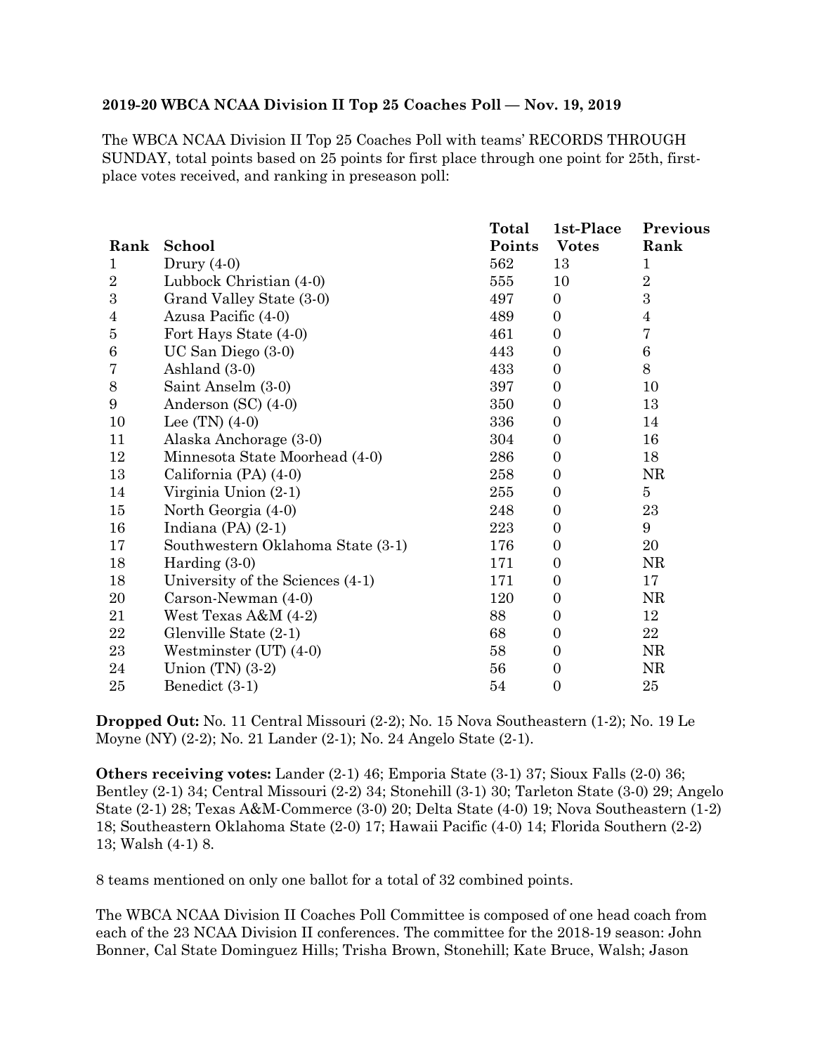**2019-20 WBCA NCAA Division II Top 25 Coaches Poll — Nov. 19, 2019**

The WBCA NCAA Division II Top 25 Coaches Poll with teams' RECORDS THROUGH SUNDAY, total points based on 25 points for first place through one point for 25th, first-place votes received, and ranking in preseason poll:

| Rank | School | Total Points | 1st-Place Votes | Previous Rank |
|---|---|---|---|---|
| 1 | Drury (4-0) | 562 | 13 | 1 |
| 2 | Lubbock Christian (4-0) | 555 | 10 | 2 |
| 3 | Grand Valley State (3-0) | 497 | 0 | 3 |
| 4 | Azusa Pacific (4-0) | 489 | 0 | 4 |
| 5 | Fort Hays State (4-0) | 461 | 0 | 7 |
| 6 | UC San Diego (3-0) | 443 | 0 | 6 |
| 7 | Ashland (3-0) | 433 | 0 | 8 |
| 8 | Saint Anselm (3-0) | 397 | 0 | 10 |
| 9 | Anderson (SC) (4-0) | 350 | 0 | 13 |
| 10 | Lee (TN) (4-0) | 336 | 0 | 14 |
| 11 | Alaska Anchorage (3-0) | 304 | 0 | 16 |
| 12 | Minnesota State Moorhead (4-0) | 286 | 0 | 18 |
| 13 | California (PA) (4-0) | 258 | 0 | NR |
| 14 | Virginia Union (2-1) | 255 | 0 | 5 |
| 15 | North Georgia (4-0) | 248 | 0 | 23 |
| 16 | Indiana (PA) (2-1) | 223 | 0 | 9 |
| 17 | Southwestern Oklahoma State (3-1) | 176 | 0 | 20 |
| 18 | Harding (3-0) | 171 | 0 | NR |
| 18 | University of the Sciences (4-1) | 171 | 0 | 17 |
| 20 | Carson-Newman (4-0) | 120 | 0 | NR |
| 21 | West Texas A&M (4-2) | 88 | 0 | 12 |
| 22 | Glenville State (2-1) | 68 | 0 | 22 |
| 23 | Westminster (UT) (4-0) | 58 | 0 | NR |
| 24 | Union (TN) (3-2) | 56 | 0 | NR |
| 25 | Benedict (3-1) | 54 | 0 | 25 |

**Dropped Out:** No. 11 Central Missouri (2-2); No. 15 Nova Southeastern (1-2); No. 19 Le Moyne (NY) (2-2); No. 21 Lander (2-1); No. 24 Angelo State (2-1).

**Others receiving votes:** Lander (2-1) 46; Emporia State (3-1) 37; Sioux Falls (2-0) 36; Bentley (2-1) 34; Central Missouri (2-2) 34; Stonehill (3-1) 30; Tarleton State (3-0) 29; Angelo State (2-1) 28; Texas A&M-Commerce (3-0) 20; Delta State (4-0) 19; Nova Southeastern (1-2) 18; Southeastern Oklahoma State (2-0) 17; Hawaii Pacific (4-0) 14; Florida Southern (2-2) 13; Walsh (4-1) 8.

8 teams mentioned on only one ballot for a total of 32 combined points.

The WBCA NCAA Division II Coaches Poll Committee is composed of one head coach from each of the 23 NCAA Division II conferences. The committee for the 2018-19 season: John Bonner, Cal State Dominguez Hills; Trisha Brown, Stonehill; Kate Bruce, Walsh; Jason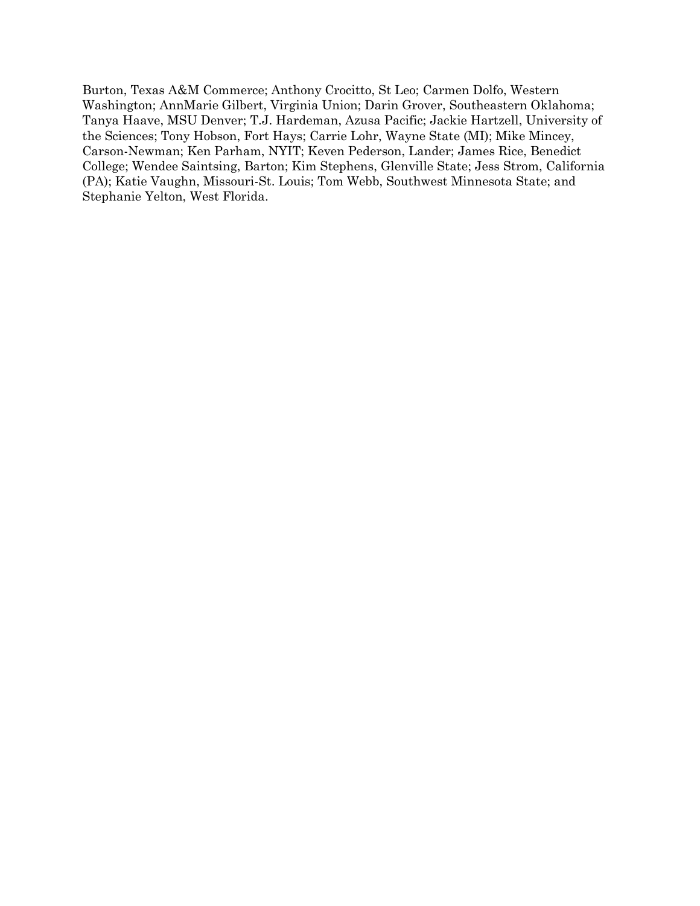Burton, Texas A&M Commerce; Anthony Crocitto, St Leo; Carmen Dolfo, Western Washington; AnnMarie Gilbert, Virginia Union; Darin Grover, Southeastern Oklahoma; Tanya Haave, MSU Denver; T.J. Hardeman, Azusa Pacific; Jackie Hartzell, University of the Sciences; Tony Hobson, Fort Hays; Carrie Lohr, Wayne State (MI); Mike Mincey, Carson-Newman; Ken Parham, NYIT; Keven Pederson, Lander; James Rice, Benedict College; Wendee Saintsing, Barton; Kim Stephens, Glenville State; Jess Strom, California (PA); Katie Vaughn, Missouri-St. Louis; Tom Webb, Southwest Minnesota State; and Stephanie Yelton, West Florida.